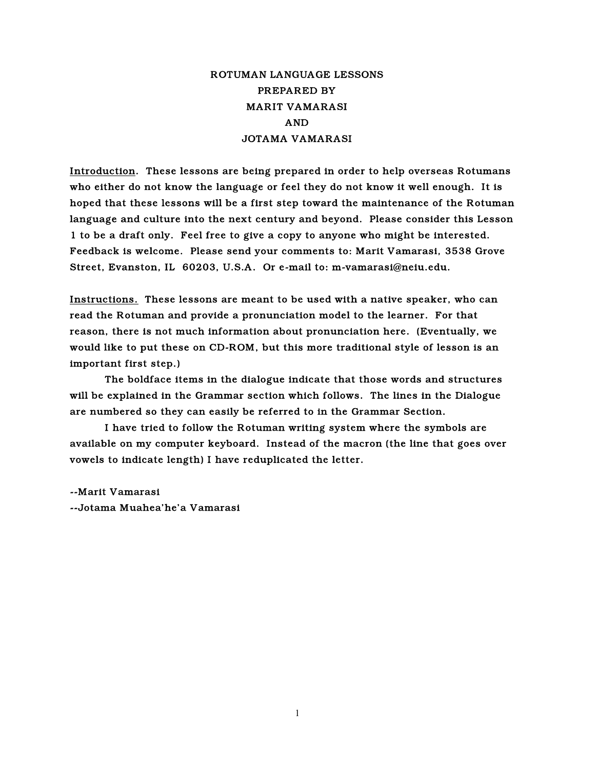# ROTUMAN LANGUAGE LESSONS
## PREPARED BY
## MARIT VAMARASI
## AND
## JOTAMA VAMARASI

<u>Introduction</u>. These lessons are being prepared in order to help overseas Rotumans who either do not know the language or feel they do not know it well enough. It is hoped that these lessons will be a first step toward the maintenance of the Rotuman language and culture into the next century and beyond. Please consider this Lesson 1 to be a draft only. Feel free to give a copy to anyone who might be interested. Feedback is welcome. Please send your comments to: Marit Vamarasi, 3538 Grove Street, Evanston, IL 60203, U.S.A. Or e-mail to: m-vamarasi@neiu.edu.

<u>Instructions.</u> These lessons are meant to be used with a native speaker, who can read the Rotuman and provide a pronunciation model to the learner. For that reason, there is not much information about pronunciation here. (Eventually, we would like to put these on CD-ROM, but this more traditional style of lesson is an important first step.)

The boldface items in the dialogue indicate that those words and structures will be explained in the Grammar section which follows. The lines in the Dialogue are numbered so they can easily be referred to in the Grammar Section.

I have tried to follow the Rotuman writing system where the symbols are available on my computer keyboard. Instead of the macron (the line that goes over vowels to indicate length) I have reduplicated the letter.

--Marit Vamarasi
--Jotama Muahea'he'a Vamarasi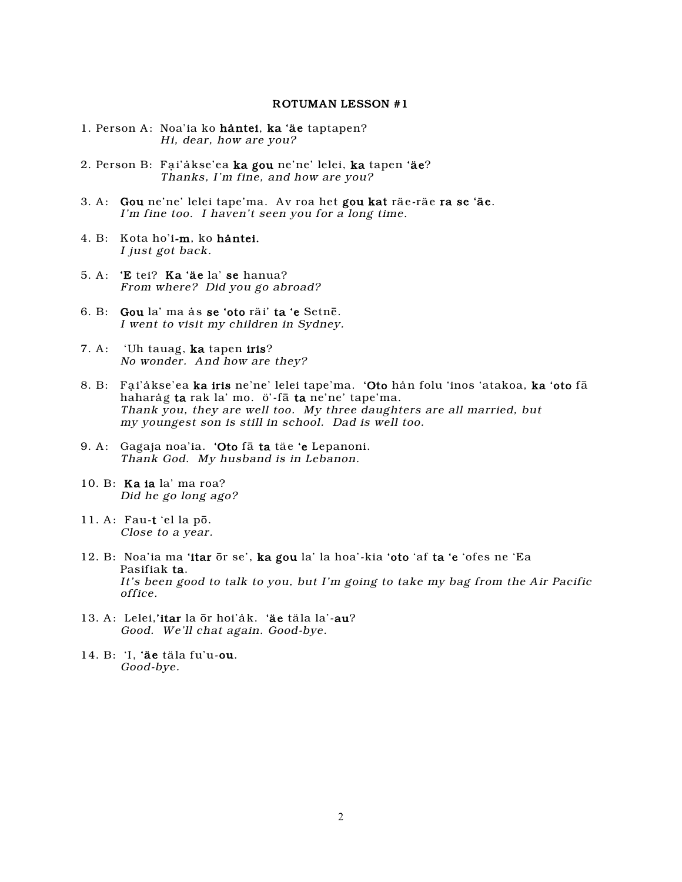### ROTUMAN LESSON #1

1. Person A: Noa'ia ko **håntei**, **ka 'äe** taptapen?
   *Hi, dear, how are you?*

2. Person B: Fạiʼåkse'ea **ka gou** ne'ne' lelei, **ka** tapen **'äe**?
   *Thanks, I'm fine, and how are you?*

3. A: **Gou** ne'ne' lelei tape'ma. Av roa het **gou kat** räe-räe **ra se 'äe**.
   *I'm fine too. I haven't seen you for a long time.*

4. B: Kota ho'i-**m**, ko **håntei.**
   *I just got back.*

5. A: **'E** tei? **Ka 'äe** la' **se** hanua?
   *From where? Did you go abroad?*

6. B: **Gou** la' ma ås **se 'oto** räi' **ta 'e** Setnē.
   *I went to visit my children in Sydney.*

7. A: 'Uh tauag, **ka** tapen **iris**?
   *No wonder. And how are they?*

8. B: Fạiʼåkse'ea **ka iris** ne'ne' lelei tape'ma. **'Oto** hån folu 'inos 'atakoa, **ka 'oto** fā haharåg **ta** rak la' mo. ö'-fā **ta** ne'ne' tape'ma.
   *Thank you, they are well too. My three daughters are all married, but my youngest son is still in school. Dad is well too.*

9. A: Gagaja noa'ia. **'Oto** fā **ta** täe **'e** Lepanoni.
   *Thank God. My husband is in Lebanon.*

10. B: **Ka ia** la' ma roa?
    *Did he go long ago?*

11. A: Fau-**t** 'el la pō.
    *Close to a year.*

12. B: Noa'ia ma **'itar** ōr se', **ka gou** la' la hoa'-kia **'oto** 'af **ta 'e** 'ofes ne 'Ea Pasifiak **ta**.
    *It's been good to talk to you, but I'm going to take my bag from the Air Pacific office.*

13. A: Lelei,**'itar** la ōr hoi'åk. **'äe** täla la'-**au**?
    *Good. We'll chat again. Good-bye.*

14. B: 'I, **'äe** täla fu'u-**ou**.
    *Good-bye.*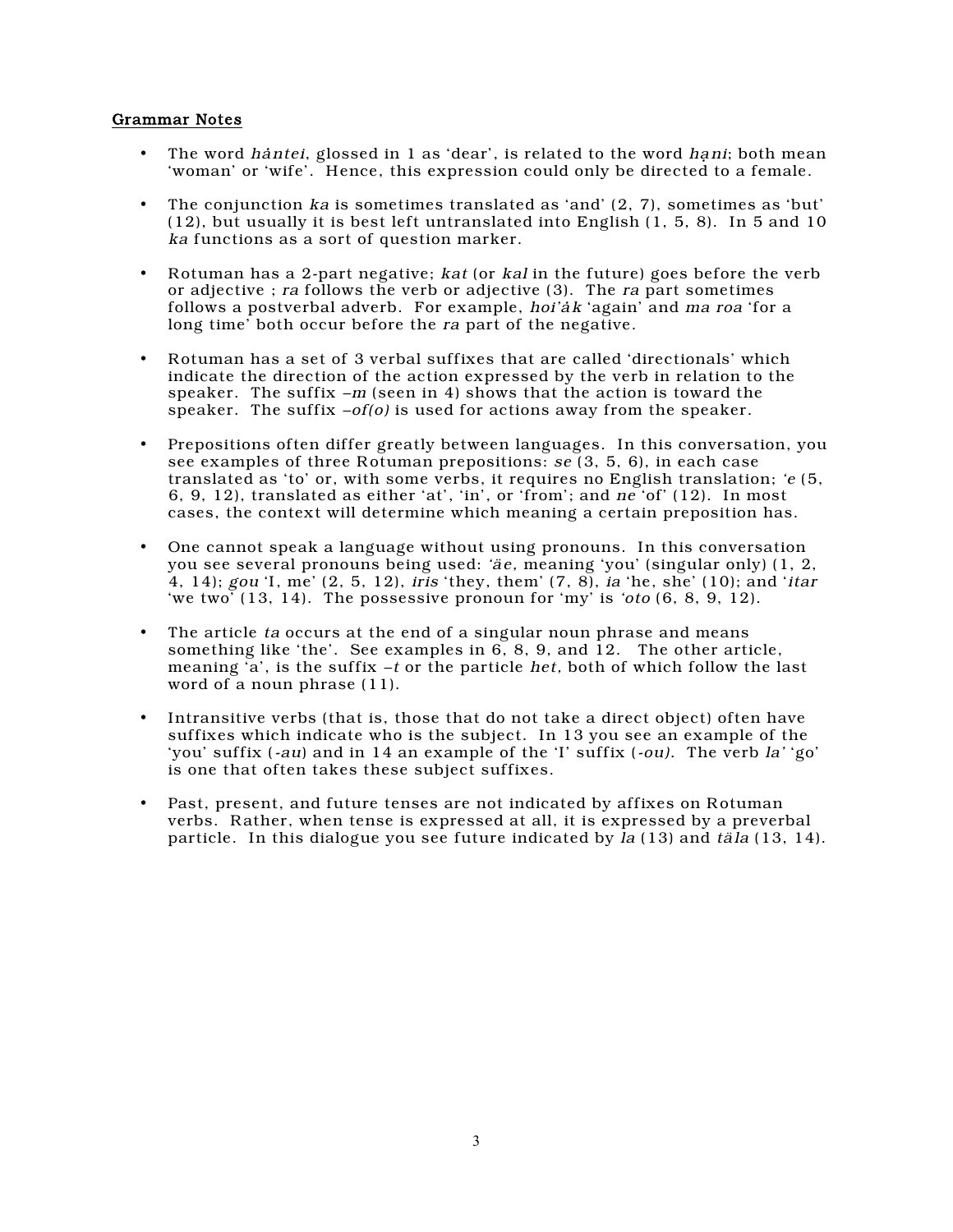**Grammar Notes**

- The word *håntei*, glossed in 1 as 'dear', is related to the word *hạni*; both mean 'woman' or 'wife'. Hence, this expression could only be directed to a female.

- The conjunction *ka* is sometimes translated as 'and' (2, 7), sometimes as 'but' (12), but usually it is best left untranslated into English (1, 5, 8). In 5 and 10 *ka* functions as a sort of question marker.

- Rotuman has a 2-part negative; *kat* (or *kal* in the future) goes before the verb or adjective ; *ra* follows the verb or adjective (3). The *ra* part sometimes follows a postverbal adverb. For example, *hoi'åk* 'again' and *ma roa* 'for a long time' both occur before the *ra* part of the negative.

- Rotuman has a set of 3 verbal suffixes that are called 'directionals' which indicate the direction of the action expressed by the verb in relation to the speaker. The suffix *–m* (seen in 4) shows that the action is toward the speaker. The suffix *–of(o)* is used for actions away from the speaker.

- Prepositions often differ greatly between languages. In this conversation, you see examples of three Rotuman prepositions: *se* (3, 5, 6), in each case translated as 'to' or, with some verbs, it requires no English translation; *'e* (5, 6, 9, 12), translated as either 'at', 'in', or 'from'; and *ne* 'of' (12). In most cases, the context will determine which meaning a certain preposition has.

- One cannot speak a language without using pronouns. In this conversation you see several pronouns being used: *'äe,* meaning 'you' (singular only) (1, 2, 4, 14); *gou* 'I, me' (2, 5, 12), *iris* 'they, them' (7, 8), *ia* 'he, she' (10); and *'itar* 'we two' (13, 14). The possessive pronoun for 'my' is *'oto* (6, 8, 9, 12).

- The article *ta* occurs at the end of a singular noun phrase and means something like 'the'. See examples in 6, 8, 9, and 12. The other article, meaning 'a', is the suffix *–t* or the particle *het,* both of which follow the last word of a noun phrase (11).

- Intransitive verbs (that is, those that do not take a direct object) often have suffixes which indicate who is the subject. In 13 you see an example of the 'you' suffix (*-au*) and in 14 an example of the 'I' suffix (*-ou).* The verb *la'* 'go' is one that often takes these subject suffixes.

- Past, present, and future tenses are not indicated by affixes on Rotuman verbs. Rather, when tense is expressed at all, it is expressed by a preverbal particle. In this dialogue you see future indicated by *la* (13) and *täla* (13, 14).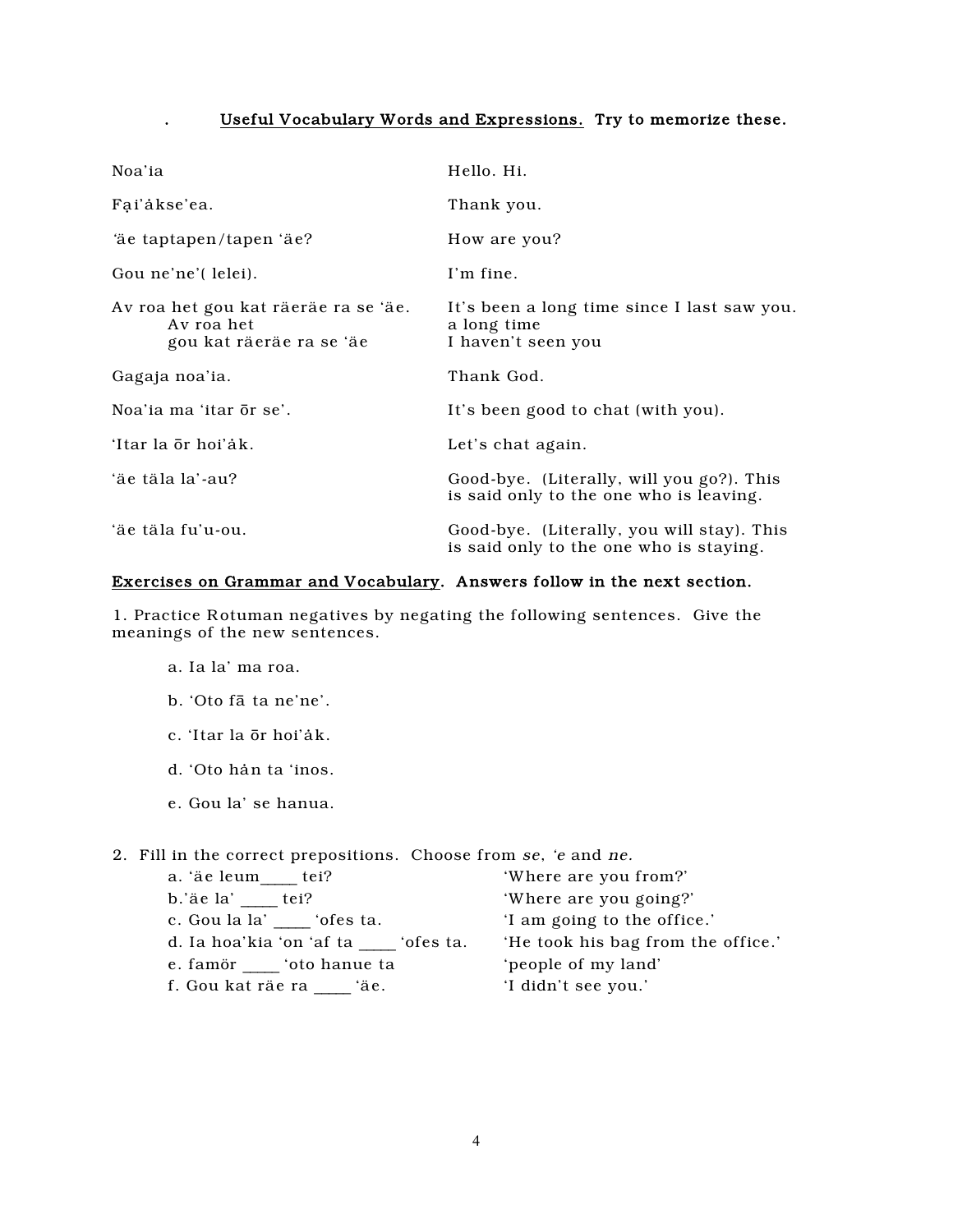## . Useful Vocabulary Words and Expressions. Try to memorize these.

| | |
|---|---|
| Noa'ia | Hello. Hi. |
| Fạiʻåkseʻea. | Thank you. |
| ʻäe taptapen/tapen ʻäe? | How are you? |
| Gou neʻneʻ( lelei). | I'm fine. |
| Av roa het gou kat räeräe ra se ʻäe.<br>Av roa het<br>gou kat räeräe ra se ʻäe | It's been a long time since I last saw you.<br>a long time<br>I haven't seen you |
| Gagaja noaʻia. | Thank God. |
| Noaʻia ma ʻitar ōr seʻ. | It's been good to chat (with you). |
| ʻItar la ōr hoiʻåk. | Let's chat again. |
| ʻäe täla laʻ-au? | Good-bye. (Literally, will you go?). This is said only to the one who is leaving. |
| ʻäe täla fuʻu-ou. | Good-bye. (Literally, you will stay). This is said only to the one who is staying. |

**Exercises on Grammar and Vocabulary. Answers follow in the next section.**

1. Practice Rotuman negatives by negating the following sentences. Give the meanings of the new sentences.

   a. Ia laʻ ma roa.

   b. ʻOto fā ta neʻneʻ.

   c. ʻItar la ōr hoiʻåk.

   d. ʻOto hån ta ʻinos.

   e. Gou laʻ se hanua.

2. Fill in the correct prepositions. Choose from *se*, *ʻe* and *ne.*

| | |
|---|---|
| a. ʻäe leum____ tei? | 'Where are you from?' |
| b.ʻäe laʻ ____ tei? | 'Where are you going?' |
| c. Gou la laʻ ____ ʻofes ta. | 'I am going to the office.' |
| d. Ia hoaʻkia ʻon ʻaf ta ____ ʻofes ta. | 'He took his bag from the office.' |
| e. famör ____ ʻoto hanue ta | 'people of my land' |
| f. Gou kat räe ra ____ ʻäe. | 'I didn't see you.' |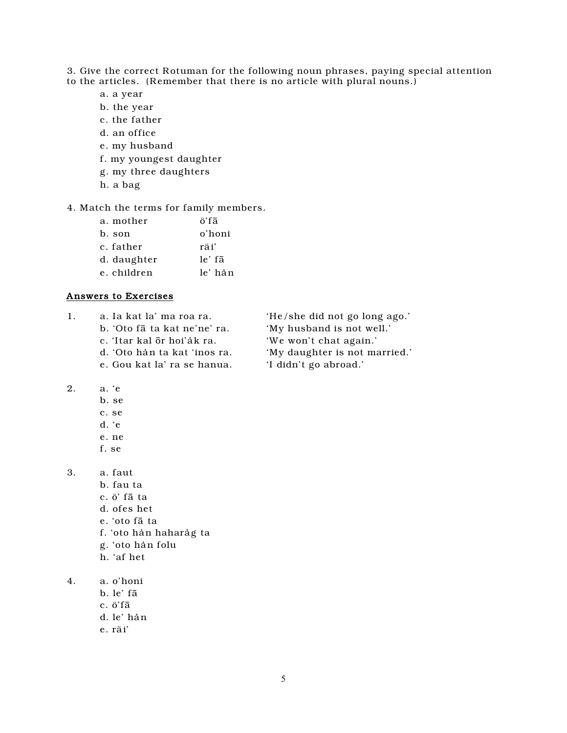3. Give the correct Rotuman for the following noun phrases, paying special attention to the articles. (Remember that there is no article with plural nouns.)

a. a year
b. the year
c. the father
d. an office
e. my husband
f. my youngest daughter
g. my three daughters
h. a bag

4. Match the terms for family members.

| | |
|---|---|
| a. mother | ö'fā |
| b. son | o'honi |
| c. father | räi' |
| d. daughter | le' fā |
| e. children | le' hȧn |

__Answers to Exercises__

1.
a. Ia kat la' ma roa ra. — 'He/she did not go long ago.'
b. 'Oto fā ta kat ne'ne' ra. — 'My husband is not well.'
c. 'Itar kal ōr hoi'ȧk ra. — 'We won't chat again.'
d. 'Oto hȧn ta kat 'inos ra. — 'My daughter is not married.'
e. Gou kat la' ra se hanua. — 'I didn't go abroad.'

2.
a. 'e
b. se
c. se
d. 'e
e. ne
f. se

3.
a. faut
b. fau ta
c. ö' fā ta
d. ofes het
e. 'oto fā ta
f. 'oto hȧn haharȧg ta
g. 'oto hȧn folu
h. 'af het

4.
a. o'honi
b. le' fā
c. ö'fā
d. le' hȧn
e. räi'